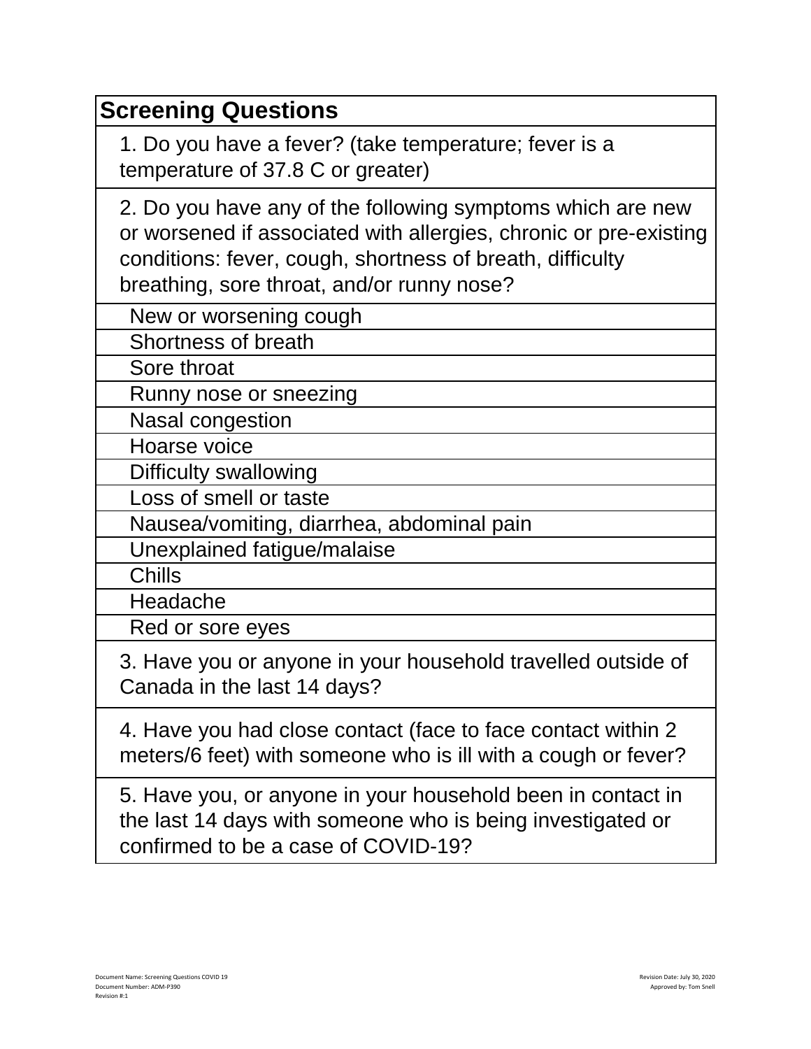| Screening Questions |
| --- |
| 1. Do you have a fever? (take temperature; fever is a temperature of 37.8 C or greater) |
| 2. Do you have any of the following symptoms which are new or worsened if associated with allergies, chronic or pre-existing conditions: fever, cough, shortness of breath, difficulty breathing, sore throat, and/or runny nose? |
| New or worsening cough |
| Shortness of breath |
| Sore throat |
| Runny nose or sneezing |
| Nasal congestion |
| Hoarse voice |
| Difficulty swallowing |
| Loss of smell or taste |
| Nausea/vomiting, diarrhea, abdominal pain |
| Unexplained fatigue/malaise |
| Chills |
| Headache |
| Red or sore eyes |
| 3. Have you or anyone in your household travelled outside of Canada in the last 14 days? |
| 4. Have you had close contact (face to face contact within 2 meters/6 feet) with someone who is ill with a cough or fever? |
| 5. Have you, or anyone in your household been in contact in the last 14 days with someone who is being investigated or confirmed to be a case of COVID-19? |

Document Name: Screening Questions COVID 19
Document Number: ADM-P390
Revision #:1

Revision Date: July 30, 2020
Approved by: Tom Snell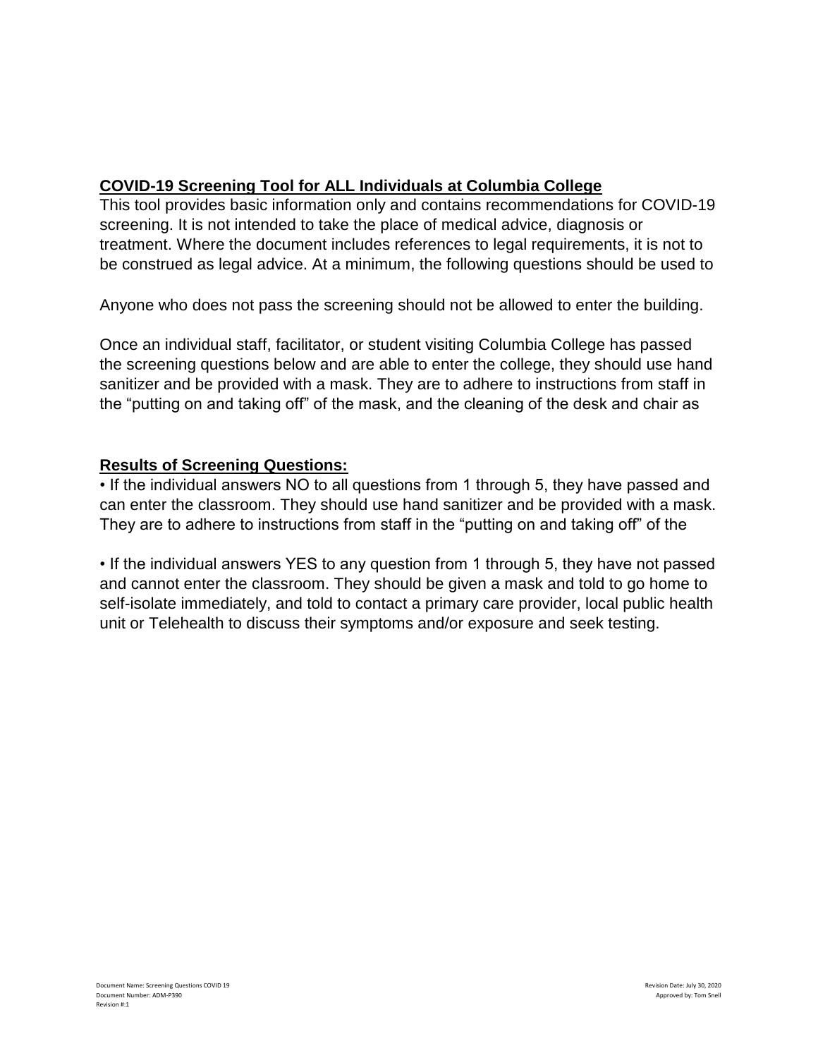**COVID-19 Screening Tool for ALL Individuals at Columbia College**

This tool provides basic information only and contains recommendations for COVID-19 screening. It is not intended to take the place of medical advice, diagnosis or treatment. Where the document includes references to legal requirements, it is not to be construed as legal advice. At a minimum, the following questions should be used to

Anyone who does not pass the screening should not be allowed to enter the building.

Once an individual staff, facilitator, or student visiting Columbia College has passed the screening questions below and are able to enter the college, they should use hand sanitizer and be provided with a mask. They are to adhere to instructions from staff in the "putting on and taking off" of the mask, and the cleaning of the desk and chair as

**Results of Screening Questions:**

• If the individual answers NO to all questions from 1 through 5, they have passed and can enter the classroom. They should use hand sanitizer and be provided with a mask. They are to adhere to instructions from staff in the "putting on and taking off" of the

• If the individual answers YES to any question from 1 through 5, they have not passed and cannot enter the classroom. They should be given a mask and told to go home to self-isolate immediately, and told to contact a primary care provider, local public health unit or Telehealth to discuss their symptoms and/or exposure and seek testing.